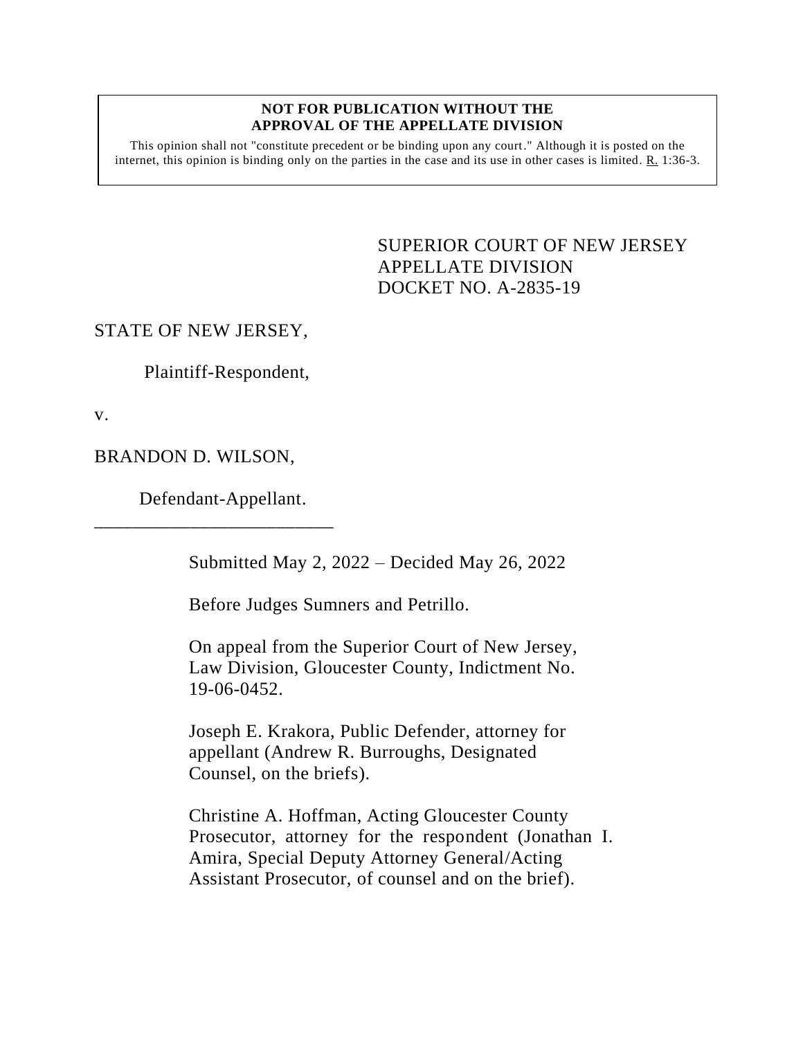**NOT FOR PUBLICATION WITHOUT THE APPROVAL OF THE APPELLATE DIVISION**

This opinion shall not "constitute precedent or be binding upon any court." Although it is posted on the internet, this opinion is binding only on the parties in the case and its use in other cases is limited. R. 1:36-3.

SUPERIOR COURT OF NEW JERSEY
APPELLATE DIVISION
DOCKET NO. A-2835-19

STATE OF NEW JERSEY,

Plaintiff-Respondent,

v.

BRANDON D. WILSON,

Defendant-Appellant.

\_\_\_\_\_\_\_\_\_\_\_\_\_\_\_\_\_\_\_\_\_\_\_\_\_\_

Submitted May 2, 2022 – Decided May 26, 2022

Before Judges Sumners and Petrillo.

On appeal from the Superior Court of New Jersey, Law Division, Gloucester County, Indictment No. 19-06-0452.

Joseph E. Krakora, Public Defender, attorney for appellant (Andrew R. Burroughs, Designated Counsel, on the briefs).

Christine A. Hoffman, Acting Gloucester County Prosecutor, attorney for the respondent (Jonathan I. Amira, Special Deputy Attorney General/Acting Assistant Prosecutor, of counsel and on the brief).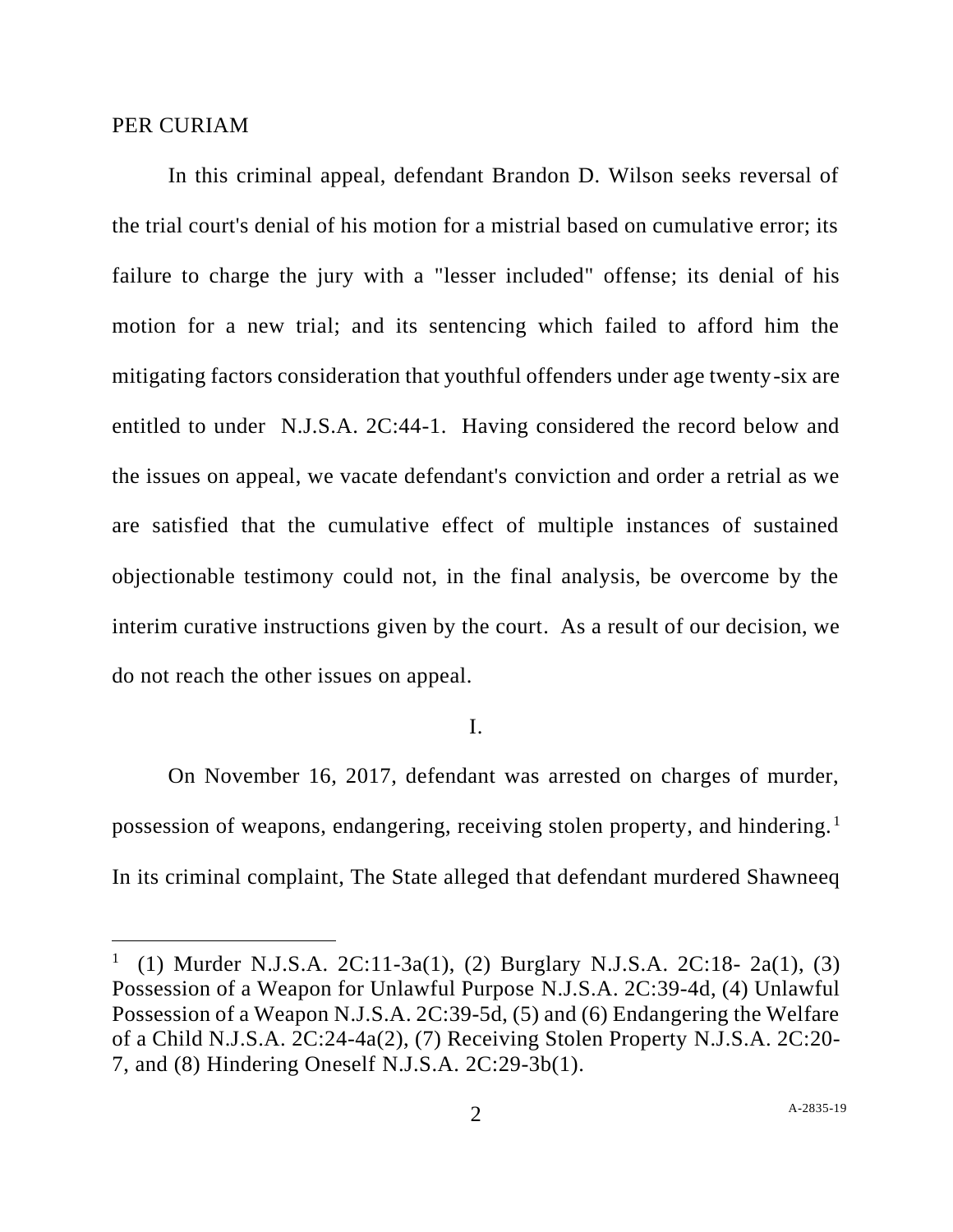PER CURIAM

In this criminal appeal, defendant Brandon D. Wilson seeks reversal of the trial court's denial of his motion for a mistrial based on cumulative error; its failure to charge the jury with a "lesser included" offense; its denial of his motion for a new trial; and its sentencing which failed to afford him the mitigating factors consideration that youthful offenders under age twenty-six are entitled to under N.J.S.A. 2C:44-1. Having considered the record below and the issues on appeal, we vacate defendant's conviction and order a retrial as we are satisfied that the cumulative effect of multiple instances of sustained objectionable testimony could not, in the final analysis, be overcome by the interim curative instructions given by the court. As a result of our decision, we do not reach the other issues on appeal.

I.

On November 16, 2017, defendant was arrested on charges of murder, possession of weapons, endangering, receiving stolen property, and hindering.[1] In its criminal complaint, The State alleged that defendant murdered Shawneeq

[1] (1) Murder N.J.S.A. 2C:11-3a(1), (2) Burglary N.J.S.A. 2C:18- 2a(1), (3) Possession of a Weapon for Unlawful Purpose N.J.S.A. 2C:39-4d, (4) Unlawful Possession of a Weapon N.J.S.A. 2C:39-5d, (5) and (6) Endangering the Welfare of a Child N.J.S.A. 2C:24-4a(2), (7) Receiving Stolen Property N.J.S.A. 2C:20-7, and (8) Hindering Oneself N.J.S.A. 2C:29-3b(1).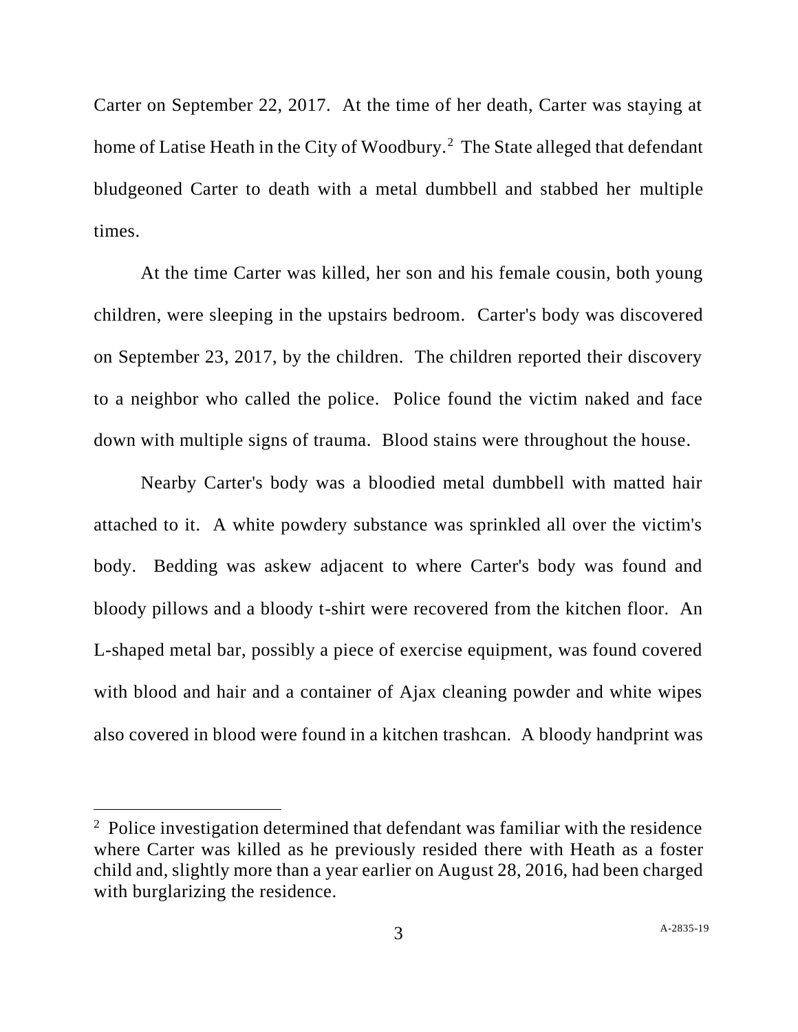Carter on September 22, 2017. At the time of her death, Carter was staying at home of Latise Heath in the City of Woodbury.[2] The State alleged that defendant bludgeoned Carter to death with a metal dumbbell and stabbed her multiple times.

At the time Carter was killed, her son and his female cousin, both young children, were sleeping in the upstairs bedroom. Carter's body was discovered on September 23, 2017, by the children. The children reported their discovery to a neighbor who called the police. Police found the victim naked and face down with multiple signs of trauma. Blood stains were throughout the house.

Nearby Carter's body was a bloodied metal dumbbell with matted hair attached to it. A white powdery substance was sprinkled all over the victim's body. Bedding was askew adjacent to where Carter's body was found and bloody pillows and a bloody t-shirt were recovered from the kitchen floor. An L-shaped metal bar, possibly a piece of exercise equipment, was found covered with blood and hair and a container of Ajax cleaning powder and white wipes also covered in blood were found in a kitchen trashcan. A bloody handprint was

---

[2] Police investigation determined that defendant was familiar with the residence where Carter was killed as he previously resided there with Heath as a foster child and, slightly more than a year earlier on August 28, 2016, had been charged with burglarizing the residence.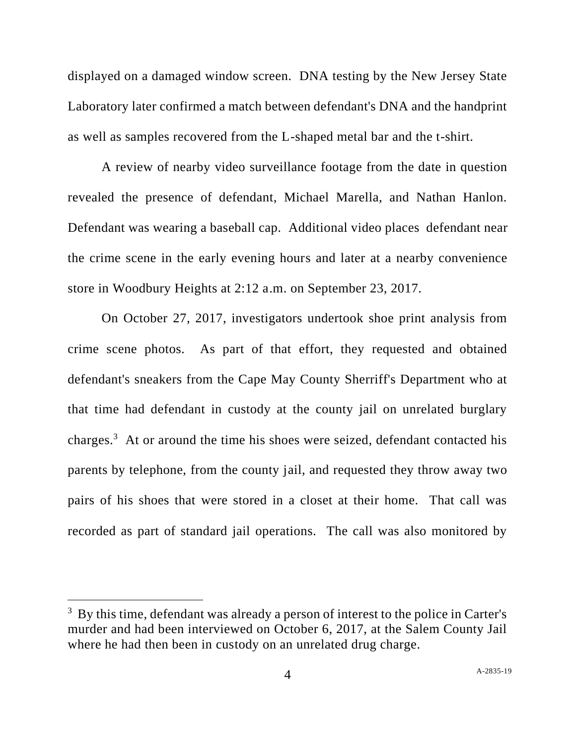displayed on a damaged window screen. DNA testing by the New Jersey State Laboratory later confirmed a match between defendant's DNA and the handprint as well as samples recovered from the L-shaped metal bar and the t-shirt.

A review of nearby video surveillance footage from the date in question revealed the presence of defendant, Michael Marella, and Nathan Hanlon. Defendant was wearing a baseball cap. Additional video places defendant near the crime scene in the early evening hours and later at a nearby convenience store in Woodbury Heights at 2:12 a.m. on September 23, 2017.

On October 27, 2017, investigators undertook shoe print analysis from crime scene photos. As part of that effort, they requested and obtained defendant's sneakers from the Cape May County Sherriff's Department who at that time had defendant in custody at the county jail on unrelated burglary charges.[3] At or around the time his shoes were seized, defendant contacted his parents by telephone, from the county jail, and requested they throw away two pairs of his shoes that were stored in a closet at their home. That call was recorded as part of standard jail operations. The call was also monitored by

---

[3] By this time, defendant was already a person of interest to the police in Carter's murder and had been interviewed on October 6, 2017, at the Salem County Jail where he had then been in custody on an unrelated drug charge.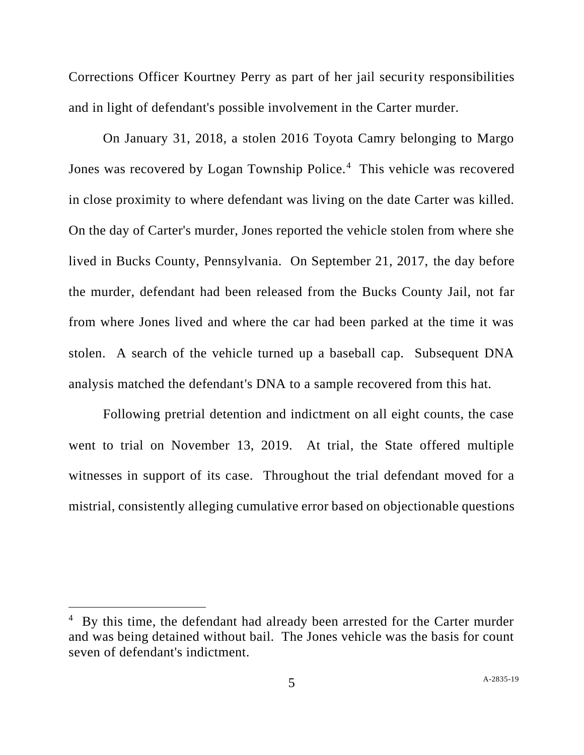Corrections Officer Kourtney Perry as part of her jail security responsibilities and in light of defendant's possible involvement in the Carter murder.

On January 31, 2018, a stolen 2016 Toyota Camry belonging to Margo Jones was recovered by Logan Township Police.[4] This vehicle was recovered in close proximity to where defendant was living on the date Carter was killed. On the day of Carter's murder, Jones reported the vehicle stolen from where she lived in Bucks County, Pennsylvania. On September 21, 2017, the day before the murder, defendant had been released from the Bucks County Jail, not far from where Jones lived and where the car had been parked at the time it was stolen. A search of the vehicle turned up a baseball cap. Subsequent DNA analysis matched the defendant's DNA to a sample recovered from this hat.

Following pretrial detention and indictment on all eight counts, the case went to trial on November 13, 2019. At trial, the State offered multiple witnesses in support of its case. Throughout the trial defendant moved for a mistrial, consistently alleging cumulative error based on objectionable questions

---

[4] By this time, the defendant had already been arrested for the Carter murder and was being detained without bail. The Jones vehicle was the basis for count seven of defendant's indictment.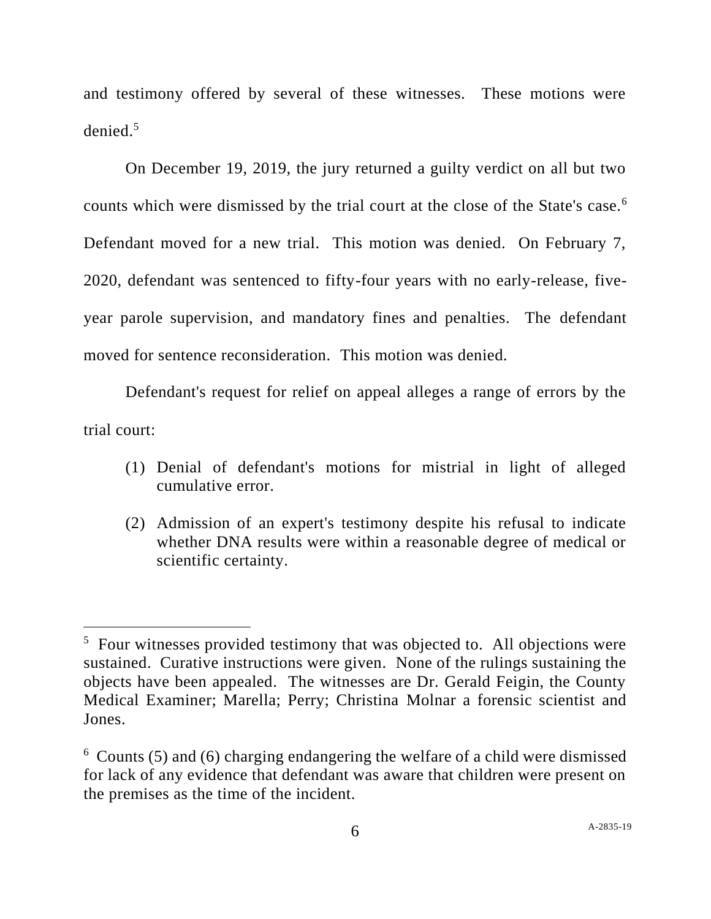and testimony offered by several of these witnesses. These motions were denied.[5]

On December 19, 2019, the jury returned a guilty verdict on all but two counts which were dismissed by the trial court at the close of the State's case.[6] Defendant moved for a new trial. This motion was denied. On February 7, 2020, defendant was sentenced to fifty-four years with no early-release, five-year parole supervision, and mandatory fines and penalties. The defendant moved for sentence reconsideration. This motion was denied.

Defendant's request for relief on appeal alleges a range of errors by the trial court:

(1) Denial of defendant's motions for mistrial in light of alleged cumulative error.

(2) Admission of an expert's testimony despite his refusal to indicate whether DNA results were within a reasonable degree of medical or scientific certainty.

---

[5] Four witnesses provided testimony that was objected to. All objections were sustained. Curative instructions were given. None of the rulings sustaining the objects have been appealed. The witnesses are Dr. Gerald Feigin, the County Medical Examiner; Marella; Perry; Christina Molnar a forensic scientist and Jones.

[6] Counts (5) and (6) charging endangering the welfare of a child were dismissed for lack of any evidence that defendant was aware that children were present on the premises as the time of the incident.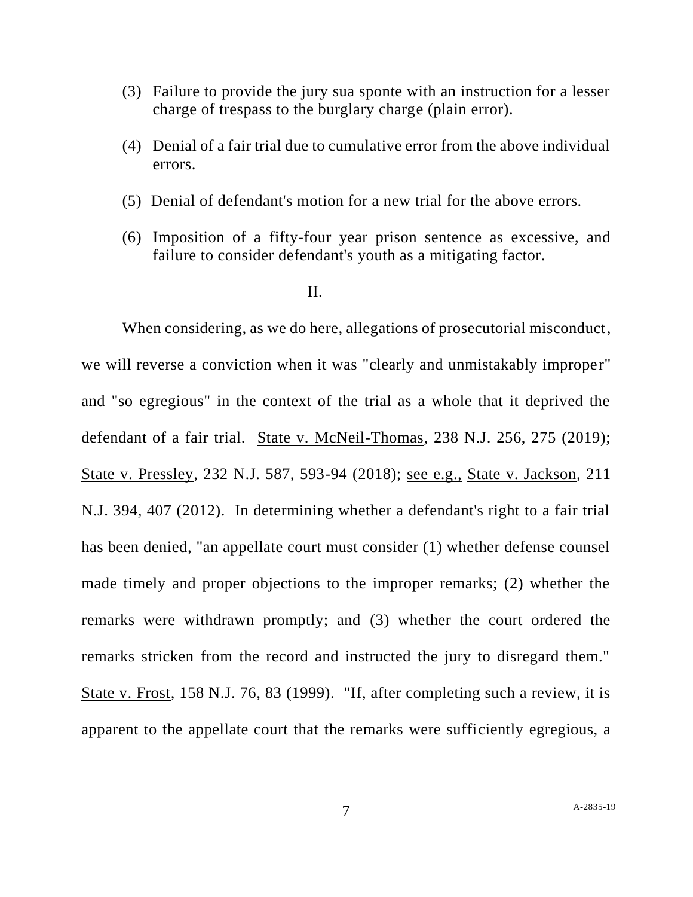(3) Failure to provide the jury sua sponte with an instruction for a lesser charge of trespass to the burglary charge (plain error).

(4) Denial of a fair trial due to cumulative error from the above individual errors.

(5) Denial of defendant's motion for a new trial for the above errors.

(6) Imposition of a fifty-four year prison sentence as excessive, and failure to consider defendant's youth as a mitigating factor.

## II.

When considering, as we do here, allegations of prosecutorial misconduct, we will reverse a conviction when it was "clearly and unmistakably improper" and "so egregious" in the context of the trial as a whole that it deprived the defendant of a fair trial. State v. McNeil-Thomas, 238 N.J. 256, 275 (2019); State v. Pressley, 232 N.J. 587, 593-94 (2018); see e.g., State v. Jackson, 211 N.J. 394, 407 (2012). In determining whether a defendant's right to a fair trial has been denied, "an appellate court must consider (1) whether defense counsel made timely and proper objections to the improper remarks; (2) whether the remarks were withdrawn promptly; and (3) whether the court ordered the remarks stricken from the record and instructed the jury to disregard them." State v. Frost, 158 N.J. 76, 83 (1999). "If, after completing such a review, it is apparent to the appellate court that the remarks were sufficiently egregious, a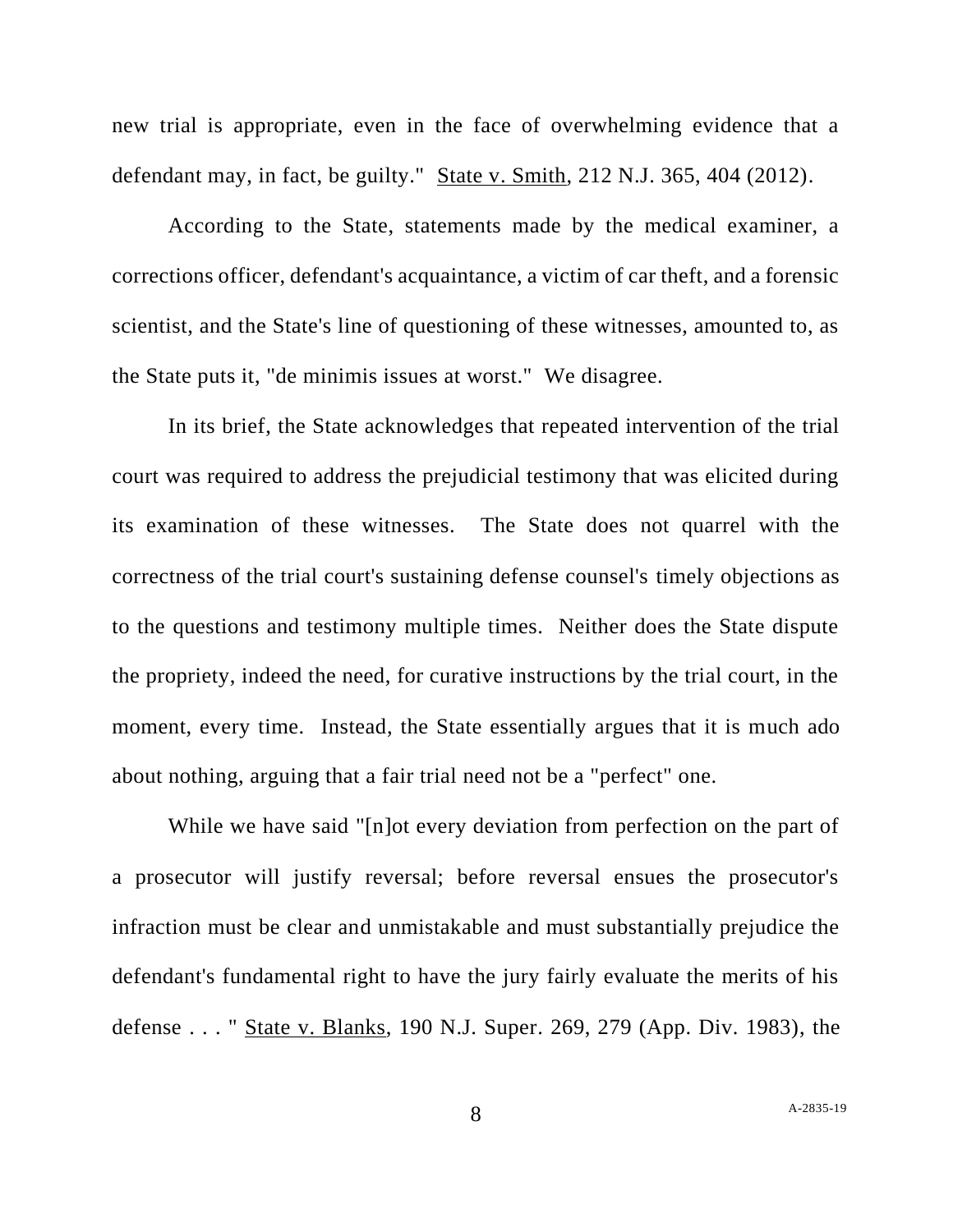new trial is appropriate, even in the face of overwhelming evidence that a defendant may, in fact, be guilty." State v. Smith, 212 N.J. 365, 404 (2012).

According to the State, statements made by the medical examiner, a corrections officer, defendant's acquaintance, a victim of car theft, and a forensic scientist, and the State's line of questioning of these witnesses, amounted to, as the State puts it, "de minimis issues at worst." We disagree.

In its brief, the State acknowledges that repeated intervention of the trial court was required to address the prejudicial testimony that was elicited during its examination of these witnesses. The State does not quarrel with the correctness of the trial court's sustaining defense counsel's timely objections as to the questions and testimony multiple times. Neither does the State dispute the propriety, indeed the need, for curative instructions by the trial court, in the moment, every time. Instead, the State essentially argues that it is much ado about nothing, arguing that a fair trial need not be a "perfect" one.

While we have said "[n]ot every deviation from perfection on the part of a prosecutor will justify reversal; before reversal ensues the prosecutor's infraction must be clear and unmistakable and must substantially prejudice the defendant's fundamental right to have the jury fairly evaluate the merits of his defense . . . " State v. Blanks, 190 N.J. Super. 269, 279 (App. Div. 1983), the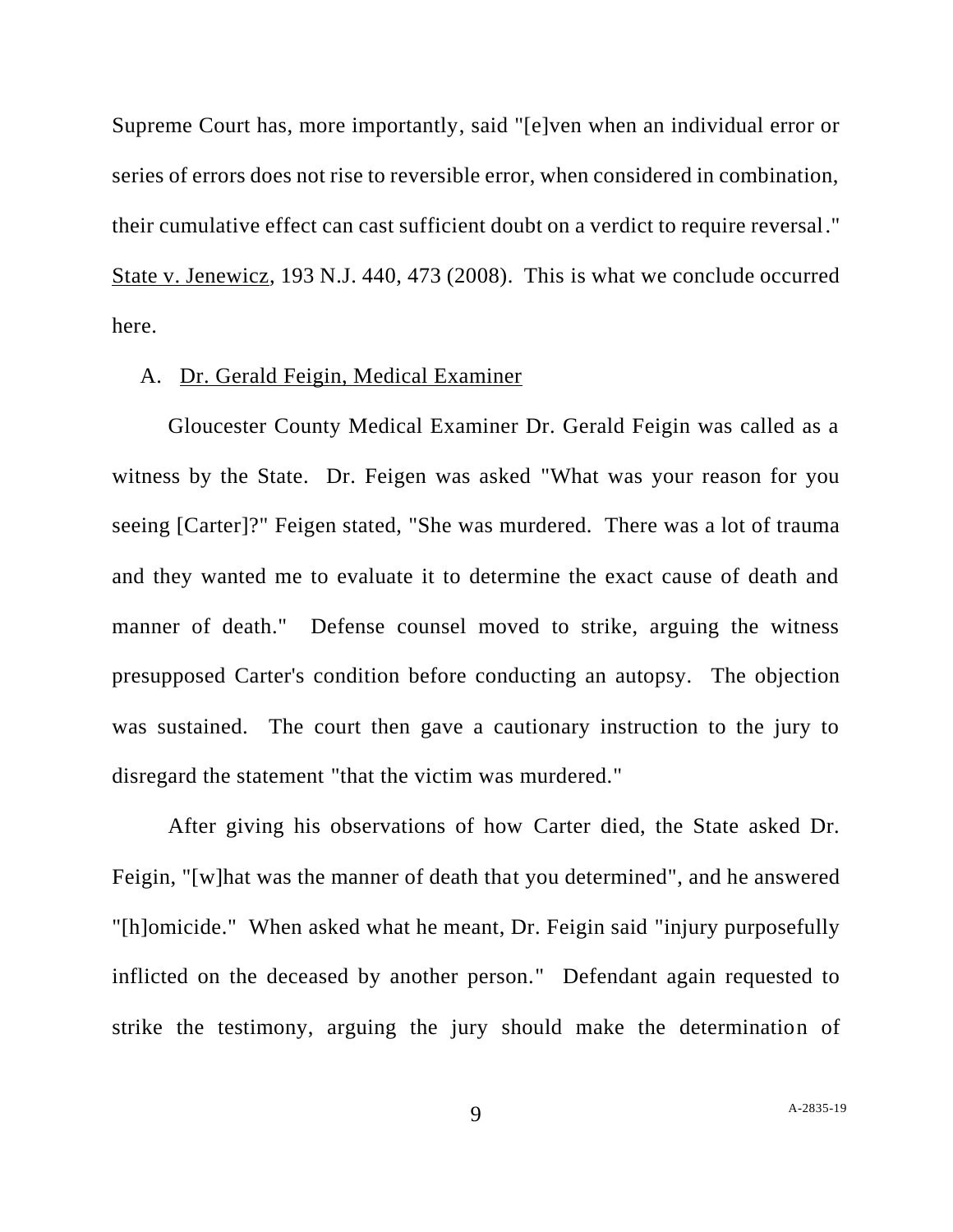Supreme Court has, more importantly, said "[e]ven when an individual error or series of errors does not rise to reversible error, when considered in combination, their cumulative effect can cast sufficient doubt on a verdict to require reversal." State v. Jenewicz, 193 N.J. 440, 473 (2008). This is what we conclude occurred here.

A. Dr. Gerald Feigin, Medical Examiner

Gloucester County Medical Examiner Dr. Gerald Feigin was called as a witness by the State. Dr. Feigen was asked "What was your reason for you seeing [Carter]?" Feigen stated, "She was murdered. There was a lot of trauma and they wanted me to evaluate it to determine the exact cause of death and manner of death." Defense counsel moved to strike, arguing the witness presupposed Carter's condition before conducting an autopsy. The objection was sustained. The court then gave a cautionary instruction to the jury to disregard the statement "that the victim was murdered."

After giving his observations of how Carter died, the State asked Dr. Feigin, "[w]hat was the manner of death that you determined", and he answered "[h]omicide." When asked what he meant, Dr. Feigin said "injury purposefully inflicted on the deceased by another person." Defendant again requested to strike the testimony, arguing the jury should make the determination of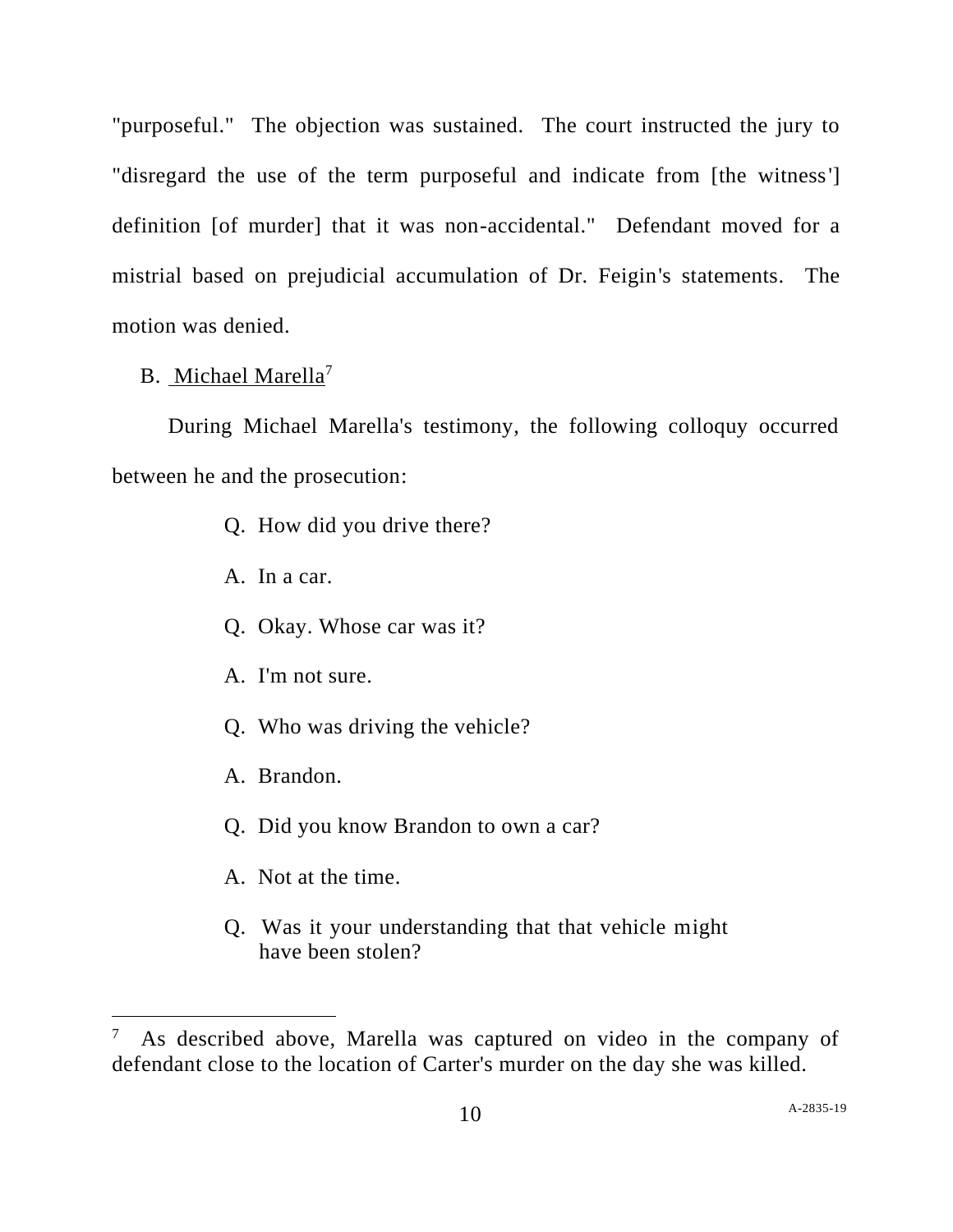"purposeful." The objection was sustained. The court instructed the jury to "disregard the use of the term purposeful and indicate from [the witness'] definition [of murder] that it was non-accidental." Defendant moved for a mistrial based on prejudicial accumulation of Dr. Feigin's statements. The motion was denied.

B. Michael Marella[7]

During Michael Marella's testimony, the following colloquy occurred between he and the prosecution:

> Q. How did you drive there?
>
> A. In a car.
>
> Q. Okay. Whose car was it?
>
> A. I'm not sure.
>
> Q. Who was driving the vehicle?
>
> A. Brandon.
>
> Q. Did you know Brandon to own a car?
>
> A. Not at the time.
>
> Q. Was it your understanding that that vehicle might have been stolen?

---

[7] As described above, Marella was captured on video in the company of defendant close to the location of Carter's murder on the day she was killed.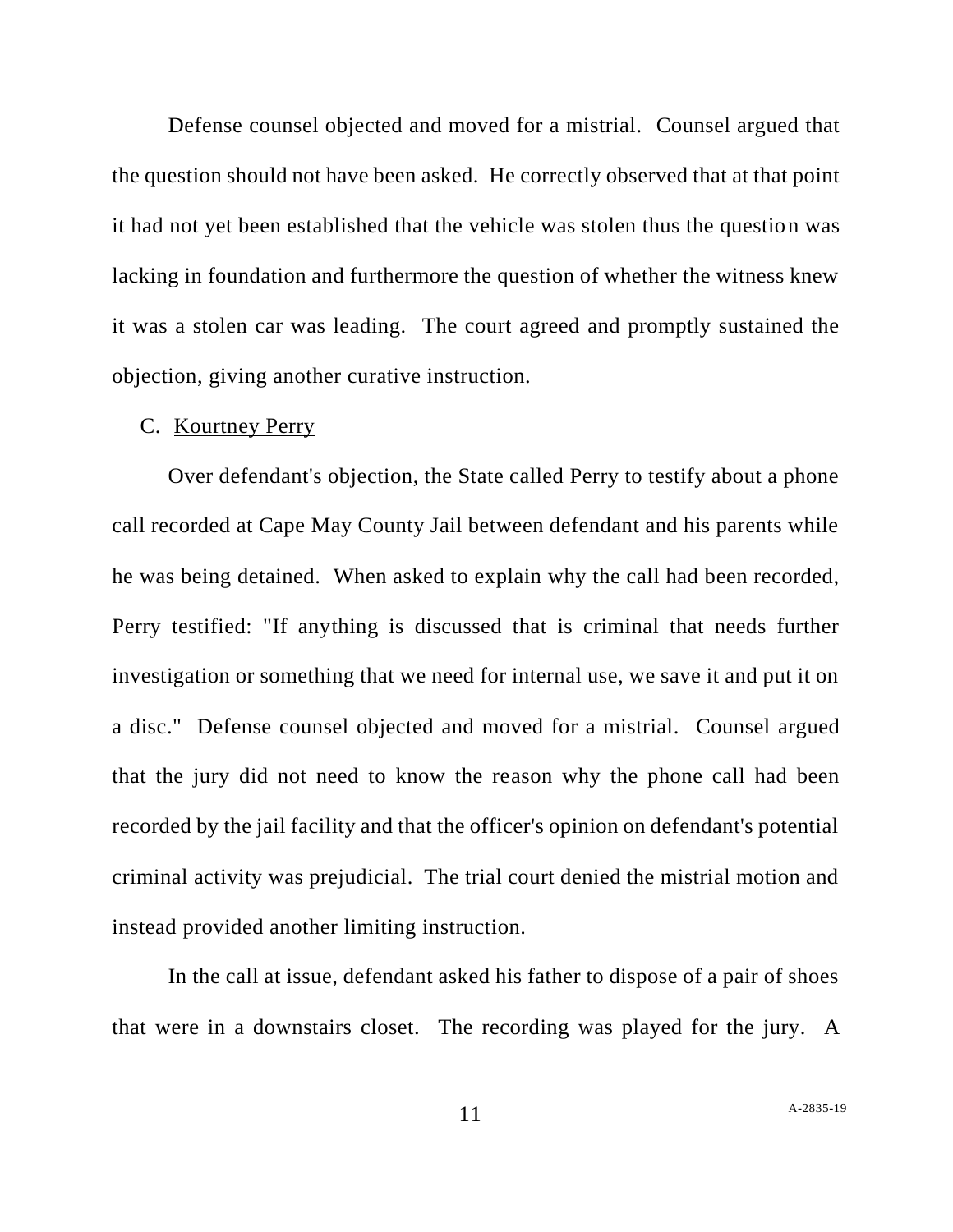Defense counsel objected and moved for a mistrial. Counsel argued that the question should not have been asked. He correctly observed that at that point it had not yet been established that the vehicle was stolen thus the question was lacking in foundation and furthermore the question of whether the witness knew it was a stolen car was leading. The court agreed and promptly sustained the objection, giving another curative instruction.

C. Kourtney Perry

Over defendant's objection, the State called Perry to testify about a phone call recorded at Cape May County Jail between defendant and his parents while he was being detained. When asked to explain why the call had been recorded, Perry testified: "If anything is discussed that is criminal that needs further investigation or something that we need for internal use, we save it and put it on a disc." Defense counsel objected and moved for a mistrial. Counsel argued that the jury did not need to know the reason why the phone call had been recorded by the jail facility and that the officer's opinion on defendant's potential criminal activity was prejudicial. The trial court denied the mistrial motion and instead provided another limiting instruction.

In the call at issue, defendant asked his father to dispose of a pair of shoes that were in a downstairs closet. The recording was played for the jury. A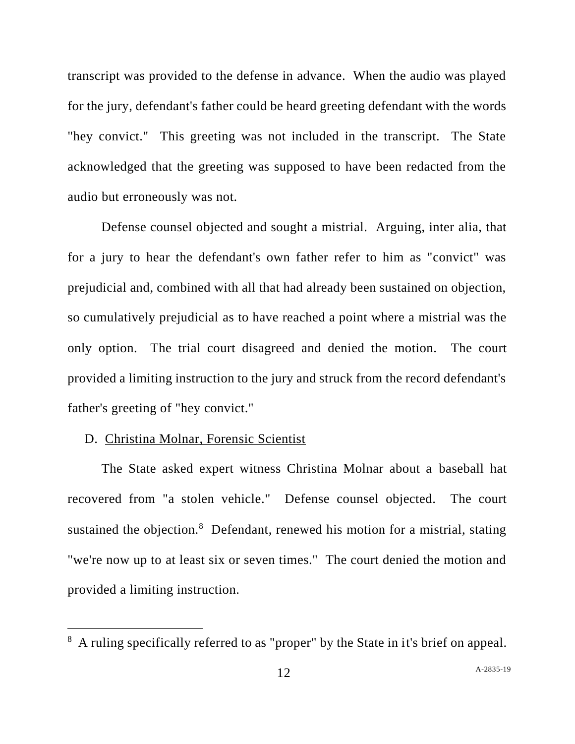transcript was provided to the defense in advance. When the audio was played for the jury, defendant's father could be heard greeting defendant with the words "hey convict." This greeting was not included in the transcript. The State acknowledged that the greeting was supposed to have been redacted from the audio but erroneously was not.

Defense counsel objected and sought a mistrial. Arguing, inter alia, that for a jury to hear the defendant's own father refer to him as "convict" was prejudicial and, combined with all that had already been sustained on objection, so cumulatively prejudicial as to have reached a point where a mistrial was the only option. The trial court disagreed and denied the motion. The court provided a limiting instruction to the jury and struck from the record defendant's father's greeting of "hey convict."

D. <u>Christina Molnar, Forensic Scientist</u>

The State asked expert witness Christina Molnar about a baseball hat recovered from "a stolen vehicle." Defense counsel objected. The court sustained the objection.[8] Defendant, renewed his motion for a mistrial, stating "we're now up to at least six or seven times." The court denied the motion and provided a limiting instruction.

---

[8] A ruling specifically referred to as "proper" by the State in it's brief on appeal.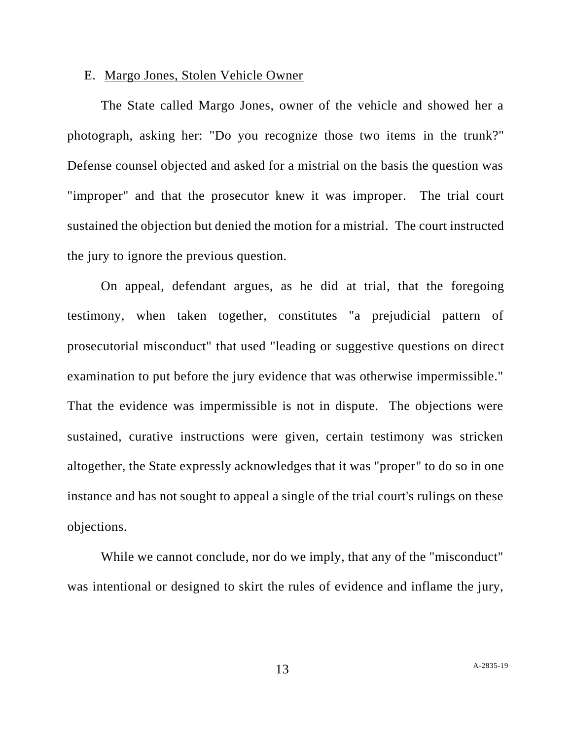E. <u>Margo Jones, Stolen Vehicle Owner</u>

The State called Margo Jones, owner of the vehicle and showed her a photograph, asking her: "Do you recognize those two items in the trunk?" Defense counsel objected and asked for a mistrial on the basis the question was "improper" and that the prosecutor knew it was improper. The trial court sustained the objection but denied the motion for a mistrial. The court instructed the jury to ignore the previous question.

On appeal, defendant argues, as he did at trial, that the foregoing testimony, when taken together, constitutes "a prejudicial pattern of prosecutorial misconduct" that used "leading or suggestive questions on direct examination to put before the jury evidence that was otherwise impermissible." That the evidence was impermissible is not in dispute. The objections were sustained, curative instructions were given, certain testimony was stricken altogether, the State expressly acknowledges that it was "proper" to do so in one instance and has not sought to appeal a single of the trial court's rulings on these objections.

While we cannot conclude, nor do we imply, that any of the "misconduct" was intentional or designed to skirt the rules of evidence and inflame the jury,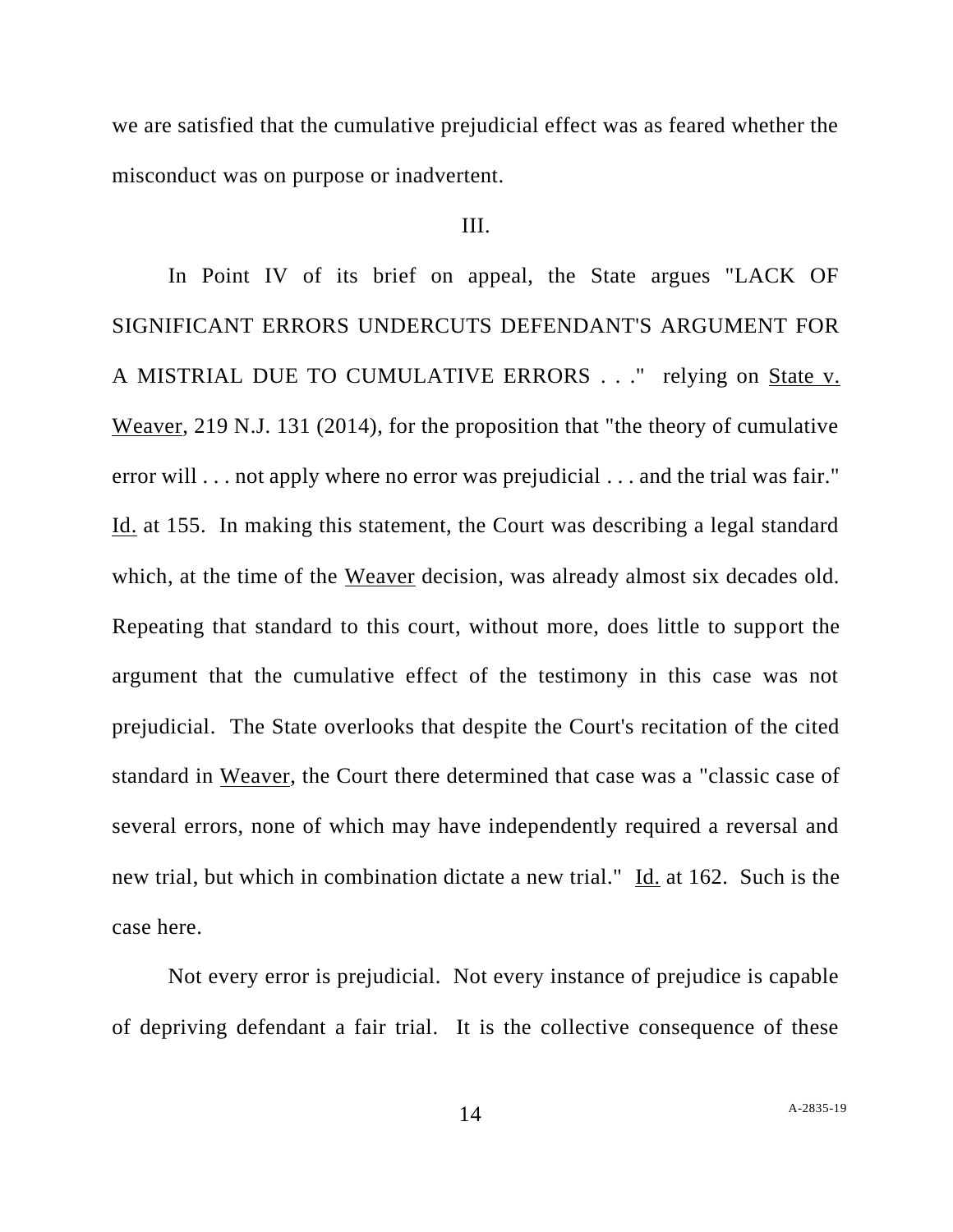we are satisfied that the cumulative prejudicial effect was as feared whether the misconduct was on purpose or inadvertent.

III.

In Point IV of its brief on appeal, the State argues "LACK OF SIGNIFICANT ERRORS UNDERCUTS DEFENDANT'S ARGUMENT FOR A MISTRIAL DUE TO CUMULATIVE ERRORS . . ." relying on State v. Weaver, 219 N.J. 131 (2014), for the proposition that "the theory of cumulative error will . . . not apply where no error was prejudicial . . . and the trial was fair." Id. at 155. In making this statement, the Court was describing a legal standard which, at the time of the Weaver decision, was already almost six decades old. Repeating that standard to this court, without more, does little to support the argument that the cumulative effect of the testimony in this case was not prejudicial. The State overlooks that despite the Court's recitation of the cited standard in Weaver, the Court there determined that case was a "classic case of several errors, none of which may have independently required a reversal and new trial, but which in combination dictate a new trial." Id. at 162. Such is the case here.

Not every error is prejudicial. Not every instance of prejudice is capable of depriving defendant a fair trial. It is the collective consequence of these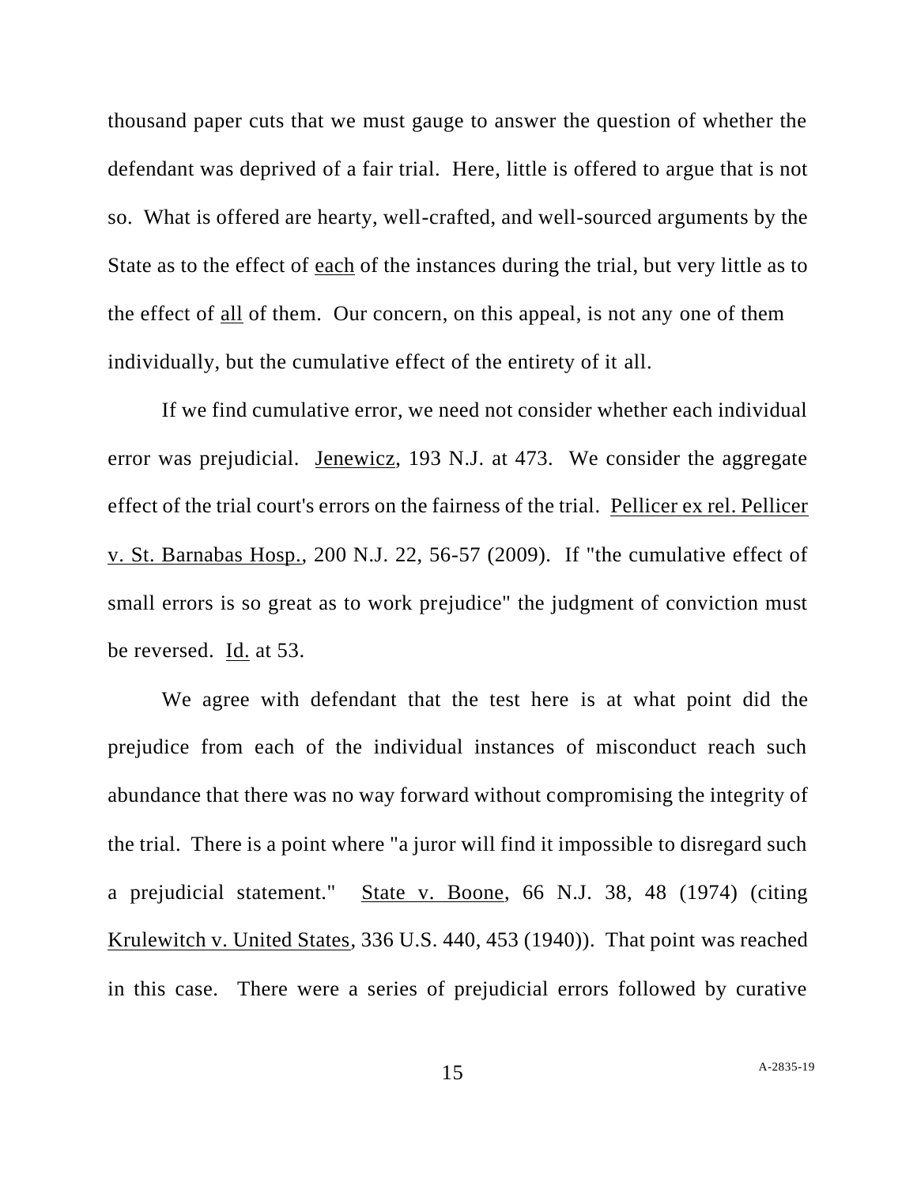thousand paper cuts that we must gauge to answer the question of whether the defendant was deprived of a fair trial. Here, little is offered to argue that is not so. What is offered are hearty, well-crafted, and well-sourced arguments by the State as to the effect of each of the instances during the trial, but very little as to the effect of all of them. Our concern, on this appeal, is not any one of them individually, but the cumulative effect of the entirety of it all.

If we find cumulative error, we need not consider whether each individual error was prejudicial. Jenewicz, 193 N.J. at 473. We consider the aggregate effect of the trial court's errors on the fairness of the trial. Pellicer ex rel. Pellicer v. St. Barnabas Hosp., 200 N.J. 22, 56-57 (2009). If "the cumulative effect of small errors is so great as to work prejudice" the judgment of conviction must be reversed. Id. at 53.

We agree with defendant that the test here is at what point did the prejudice from each of the individual instances of misconduct reach such abundance that there was no way forward without compromising the integrity of the trial. There is a point where "a juror will find it impossible to disregard such a prejudicial statement." State v. Boone, 66 N.J. 38, 48 (1974) (citing Krulewitch v. United States, 336 U.S. 440, 453 (1940)). That point was reached in this case. There were a series of prejudicial errors followed by curative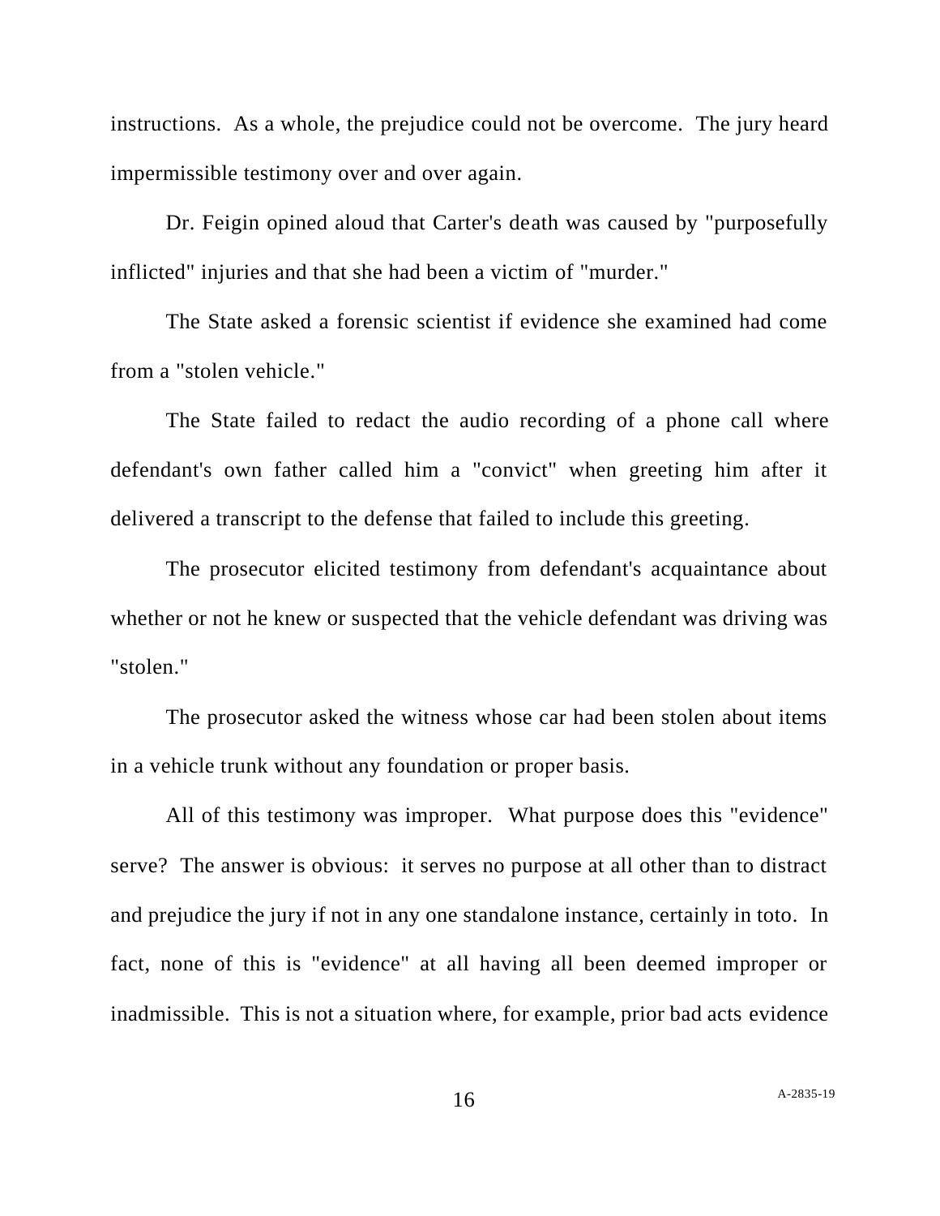instructions. As a whole, the prejudice could not be overcome. The jury heard impermissible testimony over and over again.

Dr. Feigin opined aloud that Carter's death was caused by "purposefully inflicted" injuries and that she had been a victim of "murder."

The State asked a forensic scientist if evidence she examined had come from a "stolen vehicle."

The State failed to redact the audio recording of a phone call where defendant's own father called him a "convict" when greeting him after it delivered a transcript to the defense that failed to include this greeting.

The prosecutor elicited testimony from defendant's acquaintance about whether or not he knew or suspected that the vehicle defendant was driving was "stolen."

The prosecutor asked the witness whose car had been stolen about items in a vehicle trunk without any foundation or proper basis.

All of this testimony was improper. What purpose does this "evidence" serve? The answer is obvious: it serves no purpose at all other than to distract and prejudice the jury if not in any one standalone instance, certainly in toto. In fact, none of this is "evidence" at all having all been deemed improper or inadmissible. This is not a situation where, for example, prior bad acts evidence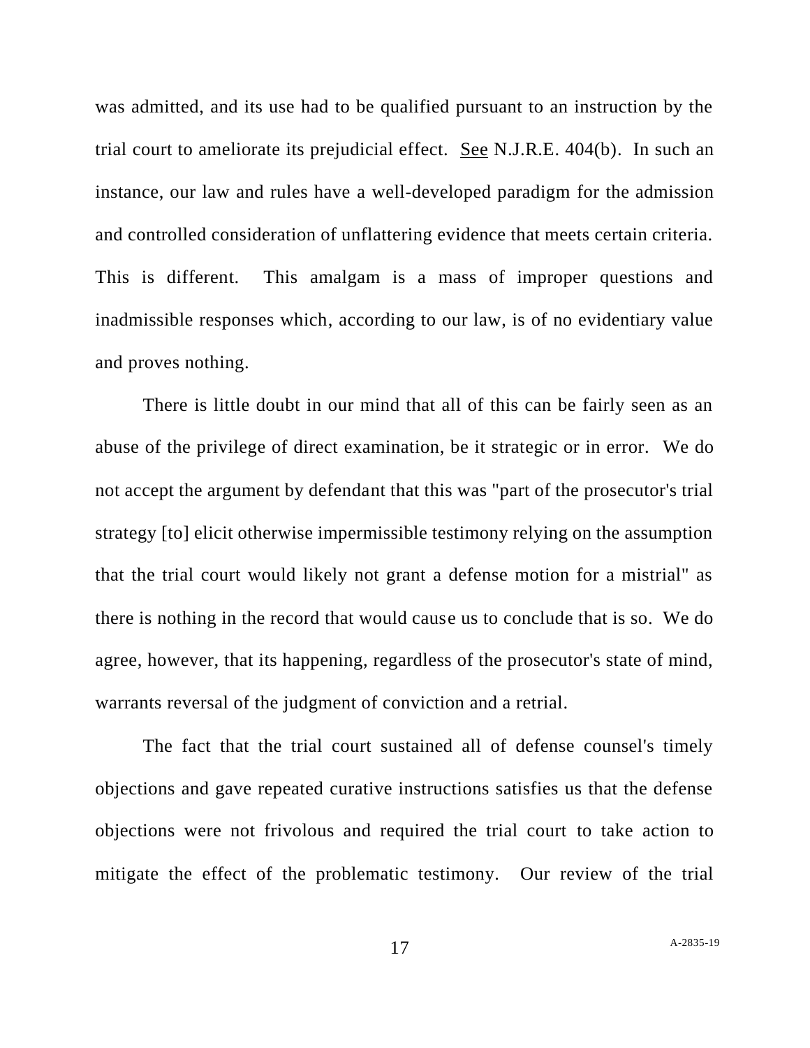was admitted, and its use had to be qualified pursuant to an instruction by the trial court to ameliorate its prejudicial effect. See N.J.R.E. 404(b). In such an instance, our law and rules have a well-developed paradigm for the admission and controlled consideration of unflattering evidence that meets certain criteria. This is different. This amalgam is a mass of improper questions and inadmissible responses which, according to our law, is of no evidentiary value and proves nothing.

There is little doubt in our mind that all of this can be fairly seen as an abuse of the privilege of direct examination, be it strategic or in error. We do not accept the argument by defendant that this was "part of the prosecutor's trial strategy [to] elicit otherwise impermissible testimony relying on the assumption that the trial court would likely not grant a defense motion for a mistrial" as there is nothing in the record that would cause us to conclude that is so. We do agree, however, that its happening, regardless of the prosecutor's state of mind, warrants reversal of the judgment of conviction and a retrial.

The fact that the trial court sustained all of defense counsel's timely objections and gave repeated curative instructions satisfies us that the defense objections were not frivolous and required the trial court to take action to mitigate the effect of the problematic testimony. Our review of the trial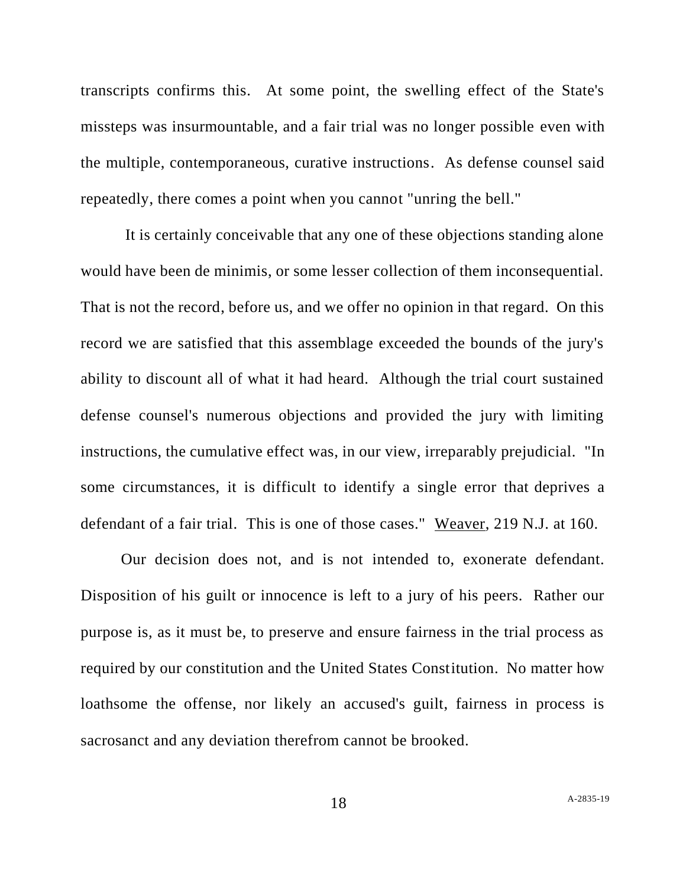transcripts confirms this. At some point, the swelling effect of the State's missteps was insurmountable, and a fair trial was no longer possible even with the multiple, contemporaneous, curative instructions. As defense counsel said repeatedly, there comes a point when you cannot "unring the bell."

It is certainly conceivable that any one of these objections standing alone would have been de minimis, or some lesser collection of them inconsequential. That is not the record, before us, and we offer no opinion in that regard. On this record we are satisfied that this assemblage exceeded the bounds of the jury's ability to discount all of what it had heard. Although the trial court sustained defense counsel's numerous objections and provided the jury with limiting instructions, the cumulative effect was, in our view, irreparably prejudicial. "In some circumstances, it is difficult to identify a single error that deprives a defendant of a fair trial. This is one of those cases." Weaver, 219 N.J. at 160.

Our decision does not, and is not intended to, exonerate defendant. Disposition of his guilt or innocence is left to a jury of his peers. Rather our purpose is, as it must be, to preserve and ensure fairness in the trial process as required by our constitution and the United States Constitution. No matter how loathsome the offense, nor likely an accused's guilt, fairness in process is sacrosanct and any deviation therefrom cannot be brooked.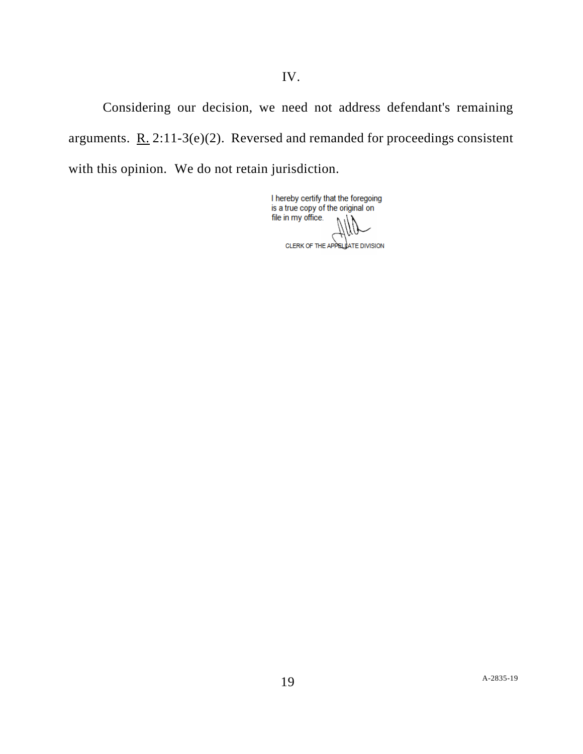## IV.

Considering our decision, we need not address defendant's remaining arguments. R. 2:11-3(e)(2). Reversed and remanded for proceedings consistent with this opinion. We do not retain jurisdiction.

I hereby certify that the foregoing is a true copy of the original on file in my office.

CLERK OF THE APPELLATE DIVISION